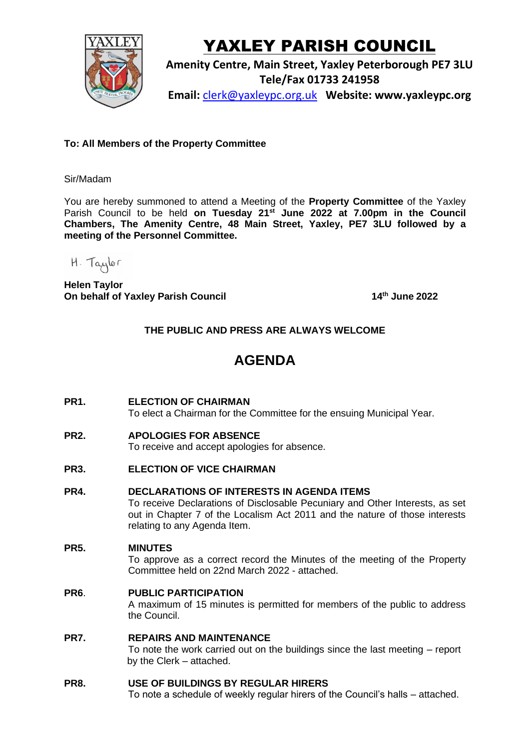# YAXLEY PARISH COUNCIL

**Amenity Centre, Main Street, Yaxley Peterborough PE7 3LU**
**Tele/Fax 01733 241958**
**Email:** clerk@yaxleypc.org.uk **Website: www.yaxleypc.org**

**To: All Members of the Property Committee**

Sir/Madam

You are hereby summoned to attend a Meeting of the **Property Committee** of the Yaxley Parish Council to be held **on Tuesday 21st June 2022 at 7.00pm in the Council Chambers, The Amenity Centre, 48 Main Street, Yaxley, PE7 3LU followed by a meeting of the Personnel Committee.**

H. Taylor

**Helen Taylor**
**On behalf of Yaxley Parish Council** **14th June 2022**

**THE PUBLIC AND PRESS ARE ALWAYS WELCOME**

## AGENDA

**PR1. ELECTION OF CHAIRMAN**
To elect a Chairman for the Committee for the ensuing Municipal Year.

**PR2. APOLOGIES FOR ABSENCE**
To receive and accept apologies for absence.

**PR3. ELECTION OF VICE CHAIRMAN**

**PR4. DECLARATIONS OF INTERESTS IN AGENDA ITEMS**
To receive Declarations of Disclosable Pecuniary and Other Interests, as set out in Chapter 7 of the Localism Act 2011 and the nature of those interests relating to any Agenda Item.

**PR5. MINUTES**
To approve as a correct record the Minutes of the meeting of the Property Committee held on 22nd March 2022 - attached.

**PR6. PUBLIC PARTICIPATION**
A maximum of 15 minutes is permitted for members of the public to address the Council.

**PR7. REPAIRS AND MAINTENANCE**
To note the work carried out on the buildings since the last meeting – report by the Clerk – attached.

**PR8. USE OF BUILDINGS BY REGULAR HIRERS**
To note a schedule of weekly regular hirers of the Council's halls – attached.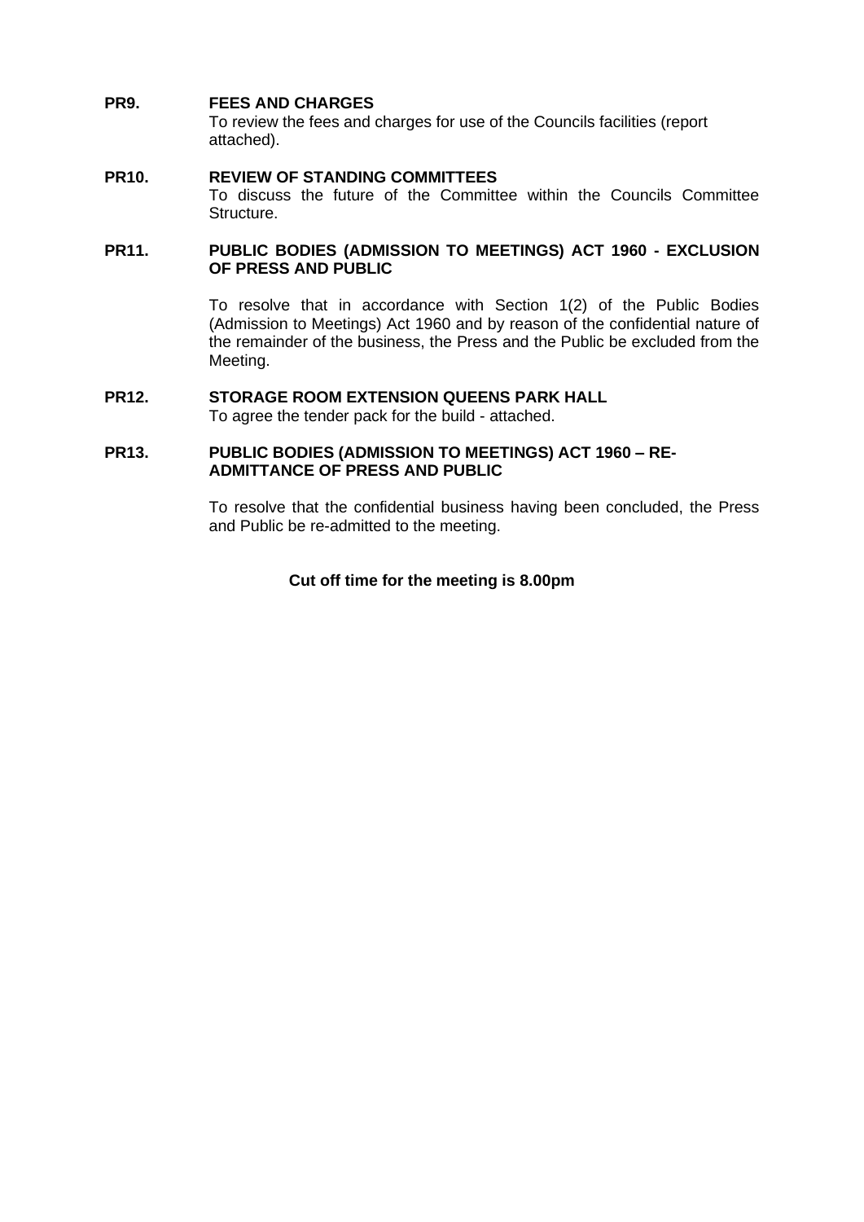**PR9. FEES AND CHARGES**

To review the fees and charges for use of the Councils facilities (report attached).

**PR10. REVIEW OF STANDING COMMITTEES**

To discuss the future of the Committee within the Councils Committee Structure.

**PR11. PUBLIC BODIES (ADMISSION TO MEETINGS) ACT 1960 - EXCLUSION OF PRESS AND PUBLIC**

To resolve that in accordance with Section 1(2) of the Public Bodies (Admission to Meetings) Act 1960 and by reason of the confidential nature of the remainder of the business, the Press and the Public be excluded from the Meeting.

**PR12. STORAGE ROOM EXTENSION QUEENS PARK HALL**

To agree the tender pack for the build - attached.

**PR13. PUBLIC BODIES (ADMISSION TO MEETINGS) ACT 1960 – RE-ADMITTANCE OF PRESS AND PUBLIC**

To resolve that the confidential business having been concluded, the Press and Public be re-admitted to the meeting.

**Cut off time for the meeting is 8.00pm**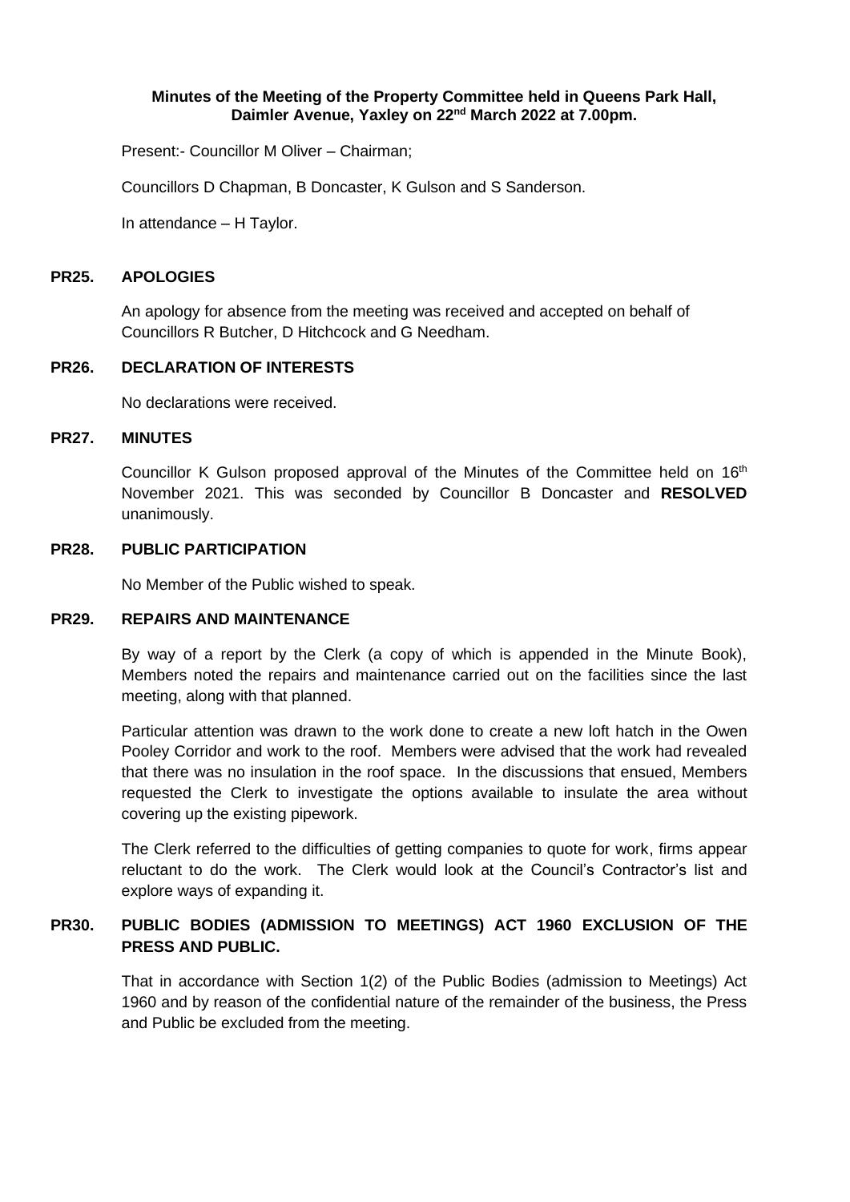**Minutes of the Meeting of the Property Committee held in Queens Park Hall, Daimler Avenue, Yaxley on 22nd March 2022 at 7.00pm.**

Present:- Councillor M Oliver – Chairman;

Councillors D Chapman, B Doncaster, K Gulson and S Sanderson.

In attendance – H Taylor.

### PR25. APOLOGIES

An apology for absence from the meeting was received and accepted on behalf of Councillors R Butcher, D Hitchcock and G Needham.

### PR26. DECLARATION OF INTERESTS

No declarations were received.

### PR27. MINUTES

Councillor K Gulson proposed approval of the Minutes of the Committee held on 16th November 2021. This was seconded by Councillor B Doncaster and **RESOLVED** unanimously.

### PR28. PUBLIC PARTICIPATION

No Member of the Public wished to speak.

### PR29. REPAIRS AND MAINTENANCE

By way of a report by the Clerk (a copy of which is appended in the Minute Book), Members noted the repairs and maintenance carried out on the facilities since the last meeting, along with that planned.

Particular attention was drawn to the work done to create a new loft hatch in the Owen Pooley Corridor and work to the roof. Members were advised that the work had revealed that there was no insulation in the roof space. In the discussions that ensued, Members requested the Clerk to investigate the options available to insulate the area without covering up the existing pipework.

The Clerk referred to the difficulties of getting companies to quote for work, firms appear reluctant to do the work. The Clerk would look at the Council's Contractor's list and explore ways of expanding it.

### PR30. PUBLIC BODIES (ADMISSION TO MEETINGS) ACT 1960 EXCLUSION OF THE PRESS AND PUBLIC.

That in accordance with Section 1(2) of the Public Bodies (admission to Meetings) Act 1960 and by reason of the confidential nature of the remainder of the business, the Press and Public be excluded from the meeting.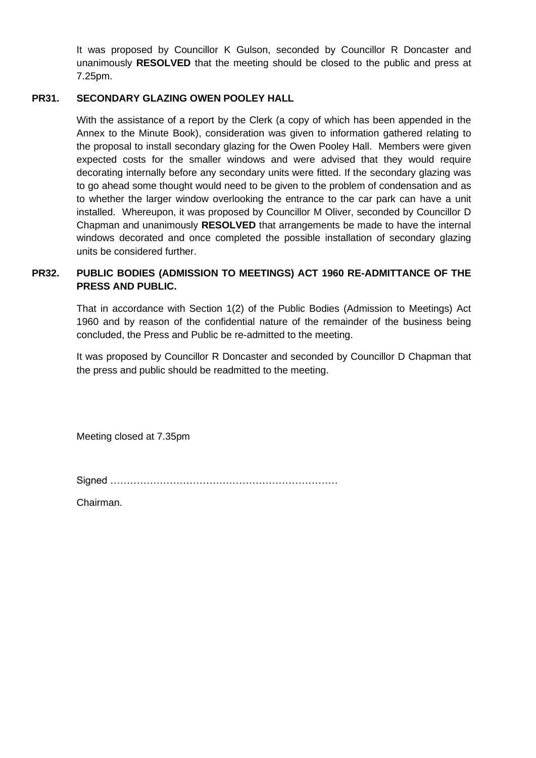It was proposed by Councillor K Gulson, seconded by Councillor R Doncaster and unanimously **RESOLVED** that the meeting should be closed to the public and press at 7.25pm.

**PR31. SECONDARY GLAZING OWEN POOLEY HALL**

With the assistance of a report by the Clerk (a copy of which has been appended in the Annex to the Minute Book), consideration was given to information gathered relating to the proposal to install secondary glazing for the Owen Pooley Hall. Members were given expected costs for the smaller windows and were advised that they would require decorating internally before any secondary units were fitted. If the secondary glazing was to go ahead some thought would need to be given to the problem of condensation and as to whether the larger window overlooking the entrance to the car park can have a unit installed. Whereupon, it was proposed by Councillor M Oliver, seconded by Councillor D Chapman and unanimously **RESOLVED** that arrangements be made to have the internal windows decorated and once completed the possible installation of secondary glazing units be considered further.

**PR32. PUBLIC BODIES (ADMISSION TO MEETINGS) ACT 1960 RE-ADMITTANCE OF THE PRESS AND PUBLIC.**

That in accordance with Section 1(2) of the Public Bodies (Admission to Meetings) Act 1960 and by reason of the confidential nature of the remainder of the business being concluded, the Press and Public be re-admitted to the meeting.

It was proposed by Councillor R Doncaster and seconded by Councillor D Chapman that the press and public should be readmitted to the meeting.

Meeting closed at 7.35pm

Signed ……………………………………………………………

Chairman.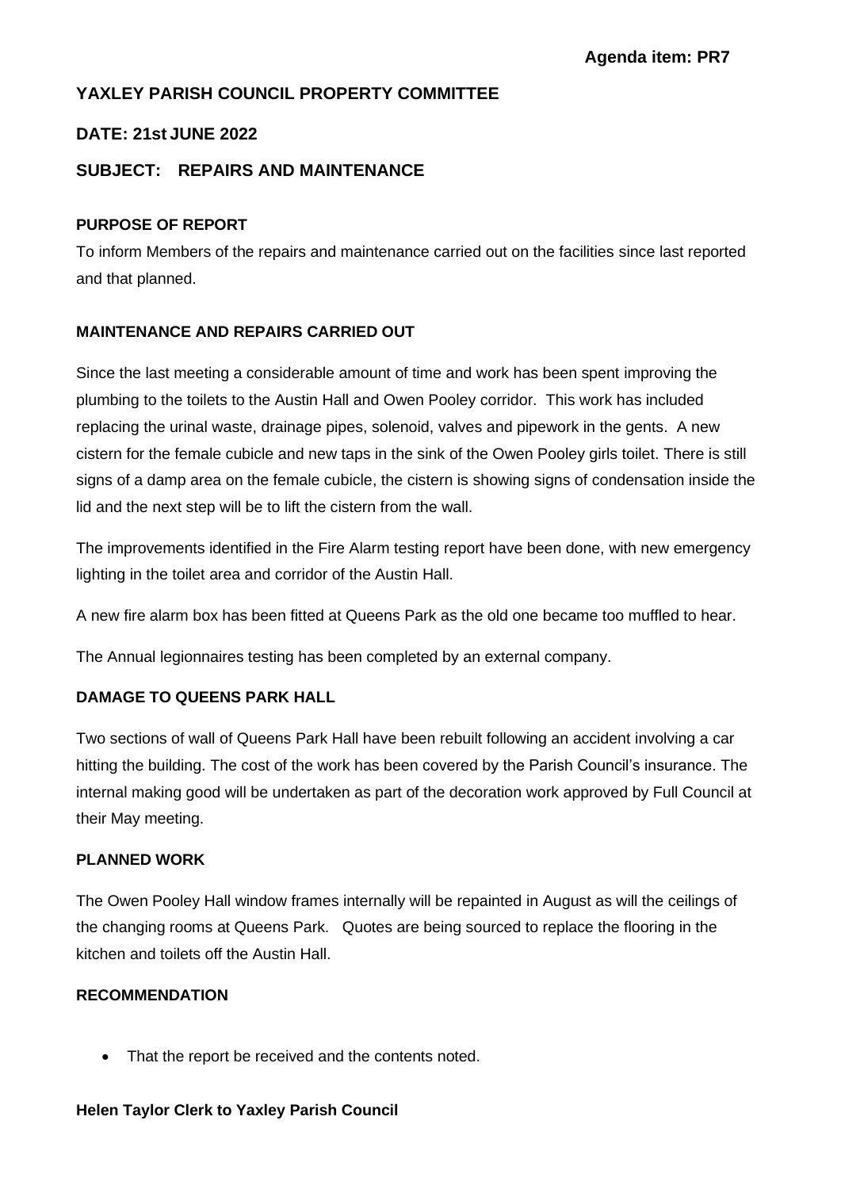**Agenda item: PR7**

## YAXLEY PARISH COUNCIL PROPERTY COMMITTEE

## DATE: 21st JUNE 2022

## SUBJECT: REPAIRS AND MAINTENANCE

### PURPOSE OF REPORT

To inform Members of the repairs and maintenance carried out on the facilities since last reported and that planned.

### MAINTENANCE AND REPAIRS CARRIED OUT

Since the last meeting a considerable amount of time and work has been spent improving the plumbing to the toilets to the Austin Hall and Owen Pooley corridor. This work has included replacing the urinal waste, drainage pipes, solenoid, valves and pipework in the gents. A new cistern for the female cubicle and new taps in the sink of the Owen Pooley girls toilet. There is still signs of a damp area on the female cubicle, the cistern is showing signs of condensation inside the lid and the next step will be to lift the cistern from the wall.

The improvements identified in the Fire Alarm testing report have been done, with new emergency lighting in the toilet area and corridor of the Austin Hall.

A new fire alarm box has been fitted at Queens Park as the old one became too muffled to hear.

The Annual legionnaires testing has been completed by an external company.

### DAMAGE TO QUEENS PARK HALL

Two sections of wall of Queens Park Hall have been rebuilt following an accident involving a car hitting the building. The cost of the work has been covered by the Parish Council's insurance. The internal making good will be undertaken as part of the decoration work approved by Full Council at their May meeting.

### PLANNED WORK

The Owen Pooley Hall window frames internally will be repainted in August as will the ceilings of the changing rooms at Queens Park. Quotes are being sourced to replace the flooring in the kitchen and toilets off the Austin Hall.

### RECOMMENDATION

- That the report be received and the contents noted.

**Helen Taylor Clerk to Yaxley Parish Council**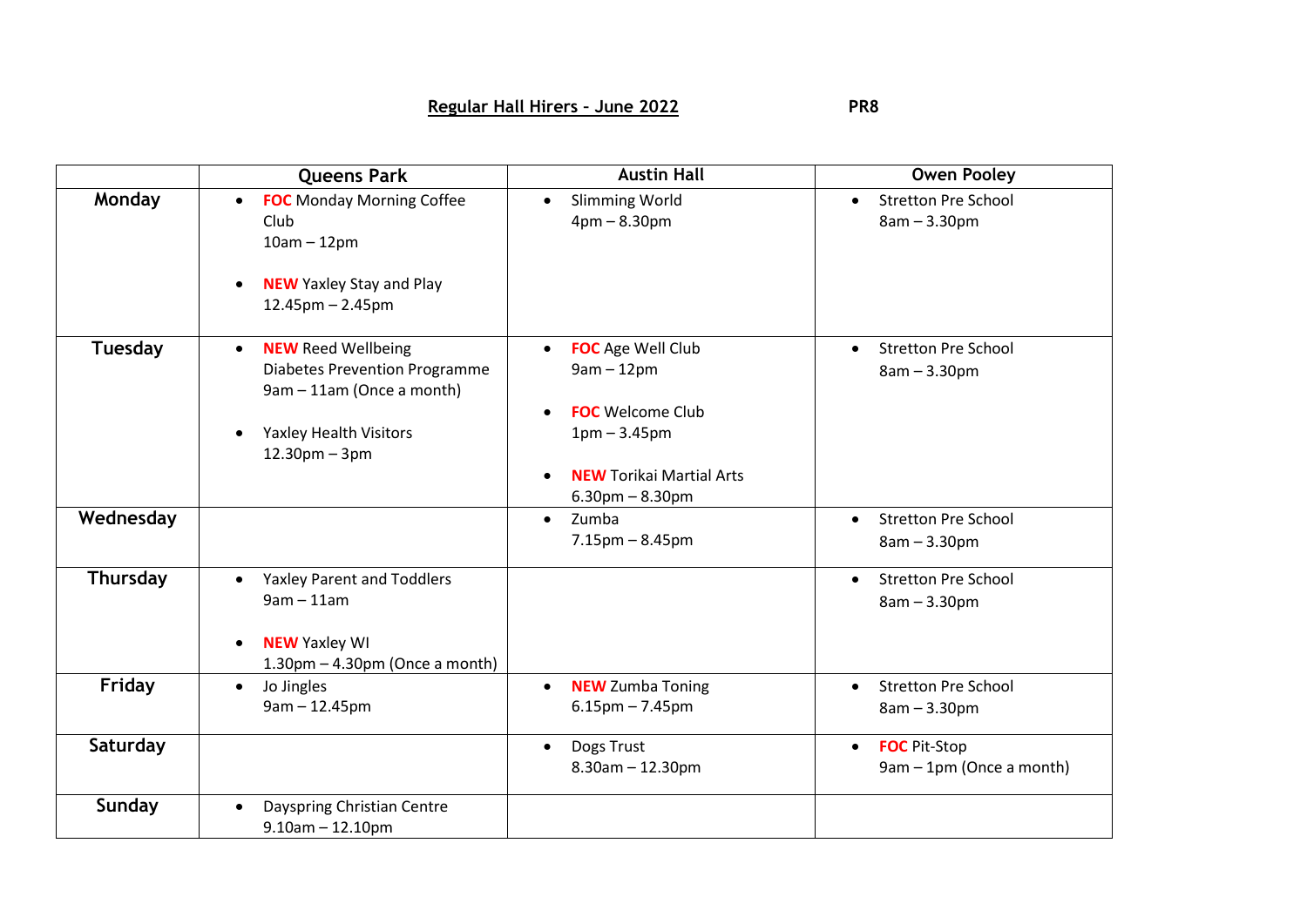**Regular Hall Hirers – June 2022** **PR8**

| | Queens Park | Austin Hall | Owen Pooley |
|---|---|---|---|
| **Monday** | • **FOC** Monday Morning Coffee Club 10am – 12pm<br>• **NEW** Yaxley Stay and Play 12.45pm – 2.45pm | • Slimming World 4pm – 8.30pm | • Stretton Pre School 8am – 3.30pm |
| **Tuesday** | • **NEW** Reed Wellbeing Diabetes Prevention Programme 9am – 11am (Once a month)<br>• Yaxley Health Visitors 12.30pm – 3pm | • **FOC** Age Well Club 9am – 12pm<br>• **FOC** Welcome Club 1pm – 3.45pm<br>• **NEW** Torikai Martial Arts 6.30pm – 8.30pm | • Stretton Pre School 8am – 3.30pm |
| **Wednesday** | | • Zumba 7.15pm – 8.45pm | • Stretton Pre School 8am – 3.30pm |
| **Thursday** | • Yaxley Parent and Toddlers 9am – 11am<br>• **NEW** Yaxley WI 1.30pm – 4.30pm (Once a month) | | • Stretton Pre School 8am – 3.30pm |
| **Friday** | • Jo Jingles 9am – 12.45pm | • **NEW** Zumba Toning 6.15pm – 7.45pm | • Stretton Pre School 8am – 3.30pm |
| **Saturday** | | • Dogs Trust 8.30am – 12.30pm | • **FOC** Pit-Stop 9am – 1pm (Once a month) |
| **Sunday** | • Dayspring Christian Centre 9.10am – 12.10pm | | |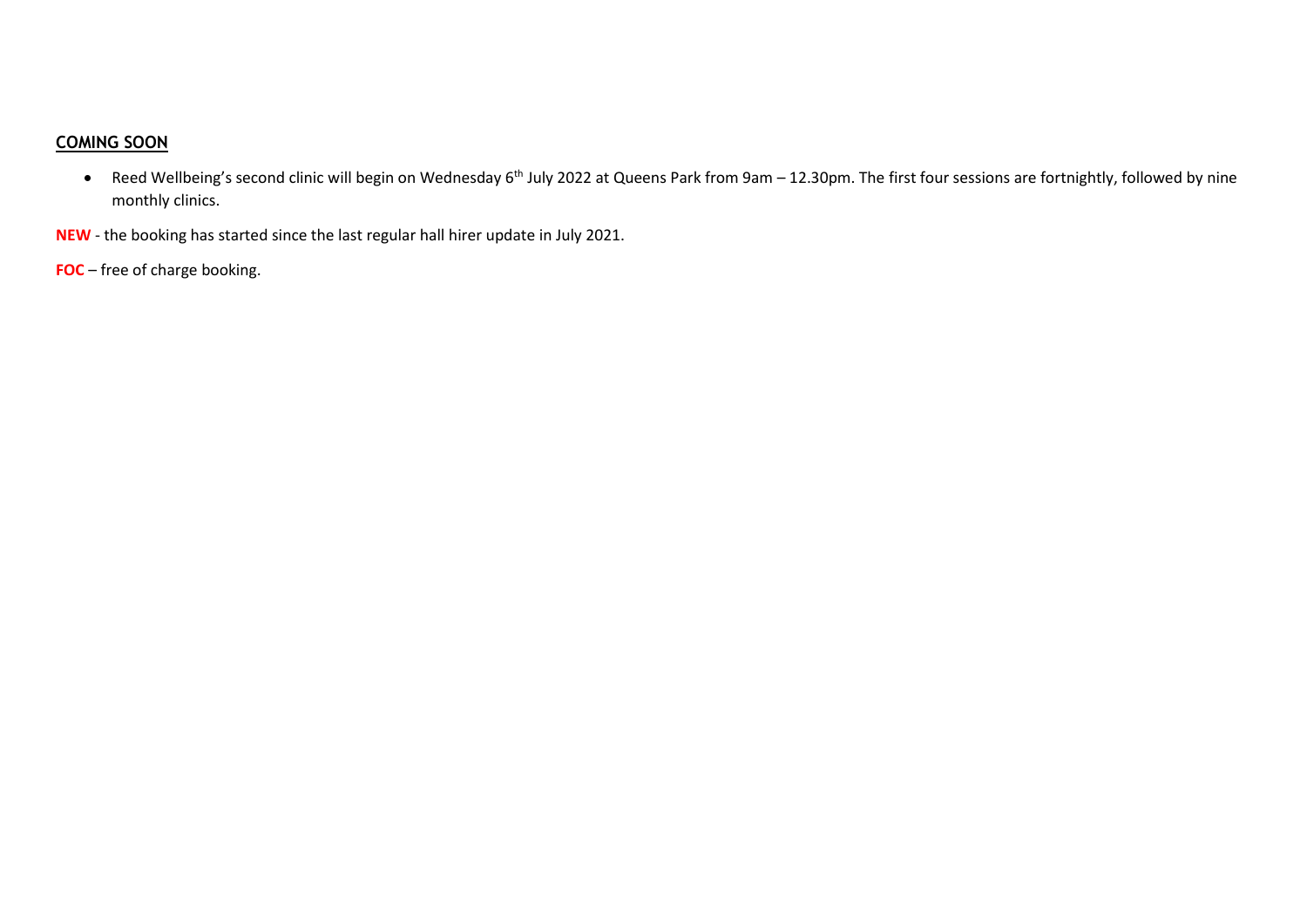## COMING SOON

- Reed Wellbeing's second clinic will begin on Wednesday 6th July 2022 at Queens Park from 9am – 12.30pm. The first four sessions are fortnightly, followed by nine monthly clinics.

**NEW** - the booking has started since the last regular hall hirer update in July 2021.

**FOC** – free of charge booking.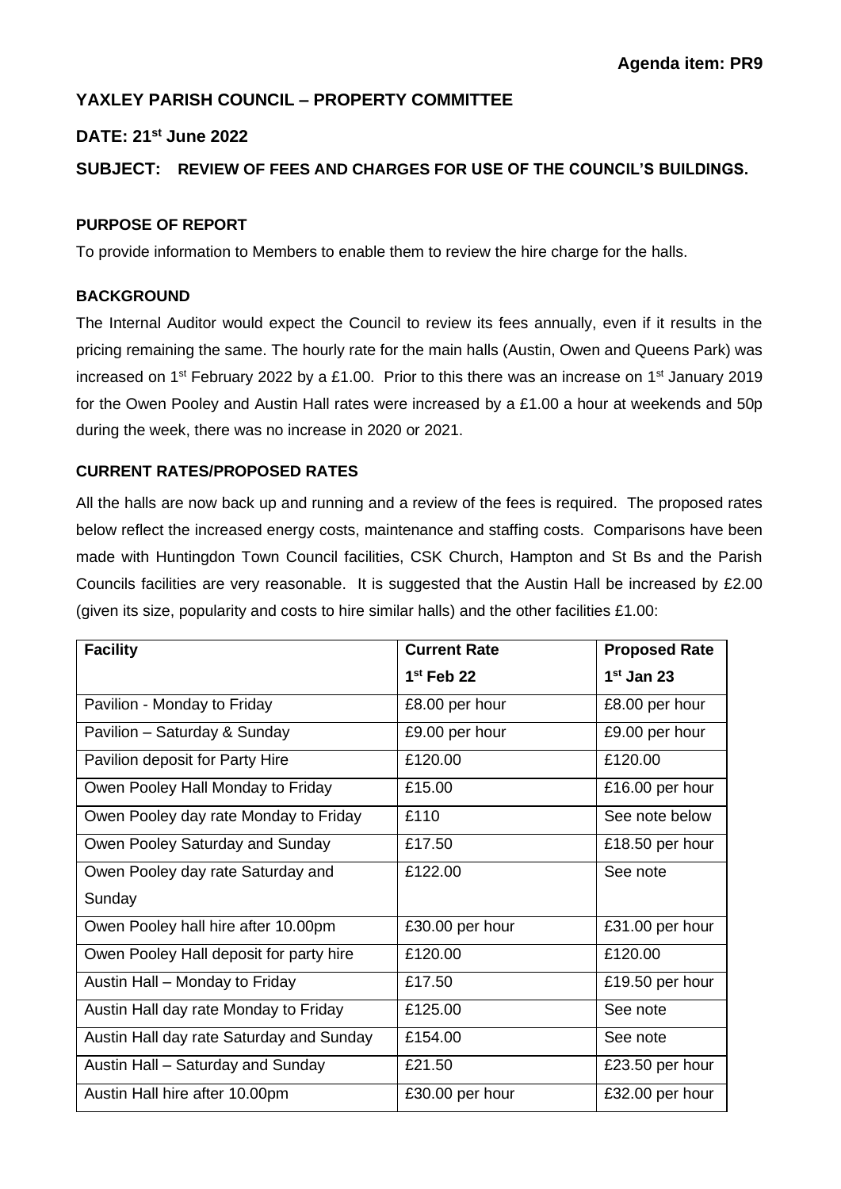**Agenda item: PR9**

## YAXLEY PARISH COUNCIL – PROPERTY COMMITTEE

**DATE: 21st June 2022**

**SUBJECT: REVIEW OF FEES AND CHARGES FOR USE OF THE COUNCIL'S BUILDINGS.**

### PURPOSE OF REPORT

To provide information to Members to enable them to review the hire charge for the halls.

### BACKGROUND

The Internal Auditor would expect the Council to review its fees annually, even if it results in the pricing remaining the same. The hourly rate for the main halls (Austin, Owen and Queens Park) was increased on 1st February 2022 by a £1.00. Prior to this there was an increase on 1st January 2019 for the Owen Pooley and Austin Hall rates were increased by a £1.00 a hour at weekends and 50p during the week, there was no increase in 2020 or 2021.

### CURRENT RATES/PROPOSED RATES

All the halls are now back up and running and a review of the fees is required. The proposed rates below reflect the increased energy costs, maintenance and staffing costs. Comparisons have been made with Huntingdon Town Council facilities, CSK Church, Hampton and St Bs and the Parish Councils facilities are very reasonable. It is suggested that the Austin Hall be increased by £2.00 (given its size, popularity and costs to hire similar halls) and the other facilities £1.00:

| Facility | Current Rate<br>1st Feb 22 | Proposed Rate<br>1st Jan 23 |
|---|---|---|
| Pavilion - Monday to Friday | £8.00 per hour | £8.00 per hour |
| Pavilion – Saturday & Sunday | £9.00 per hour | £9.00 per hour |
| Pavilion deposit for Party Hire | £120.00 | £120.00 |
| Owen Pooley Hall Monday to Friday | £15.00 | £16.00 per hour |
| Owen Pooley day rate Monday to Friday | £110 | See note below |
| Owen Pooley Saturday and Sunday | £17.50 | £18.50 per hour |
| Owen Pooley day rate Saturday and Sunday | £122.00 | See note |
| Owen Pooley hall hire after 10.00pm | £30.00 per hour | £31.00 per hour |
| Owen Pooley Hall deposit for party hire | £120.00 | £120.00 |
| Austin Hall – Monday to Friday | £17.50 | £19.50 per hour |
| Austin Hall day rate Monday to Friday | £125.00 | See note |
| Austin Hall day rate Saturday and Sunday | £154.00 | See note |
| Austin Hall – Saturday and Sunday | £21.50 | £23.50 per hour |
| Austin Hall hire after 10.00pm | £30.00 per hour | £32.00 per hour |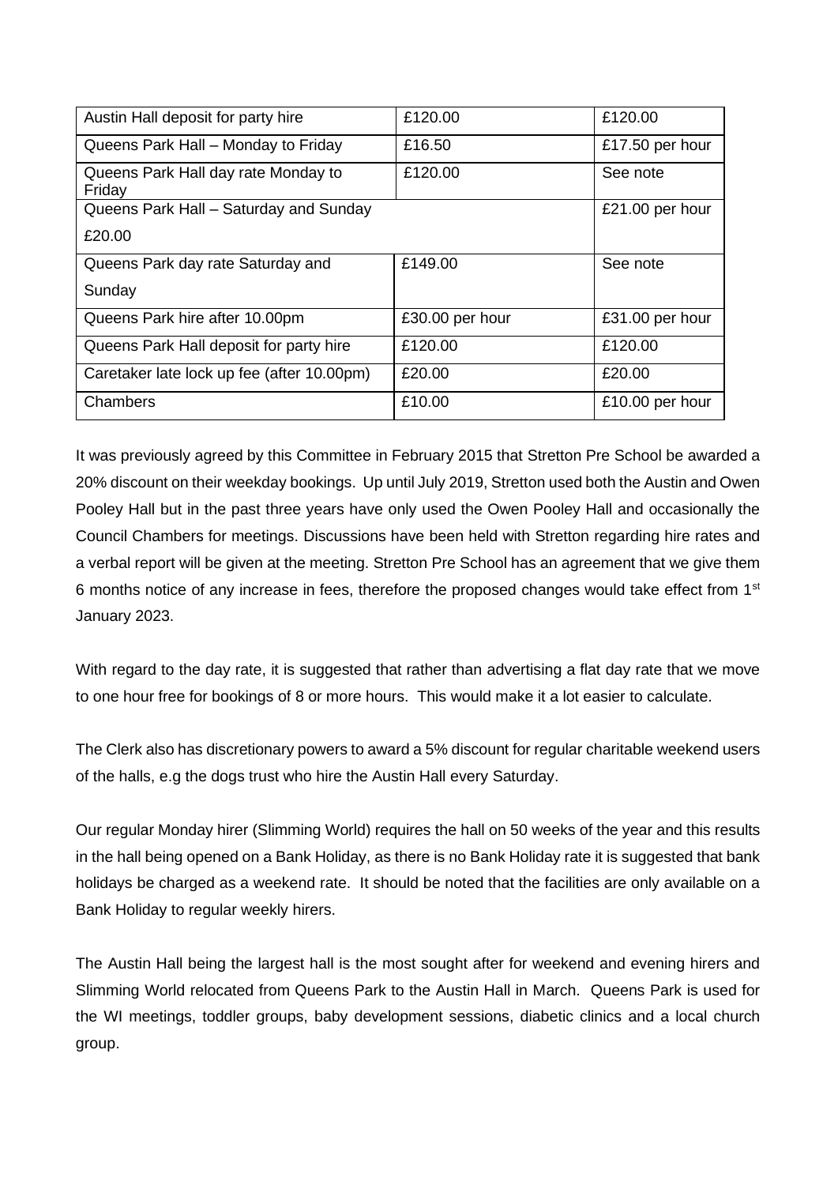| Austin Hall deposit for party hire | £120.00 | £120.00 |
|---|---|---|
| Queens Park Hall – Monday to Friday | £16.50 | £17.50 per hour |
| Queens Park Hall day rate Monday to Friday | £120.00 | See note |
| Queens Park Hall – Saturday and Sunday £20.00 | | £21.00 per hour |
| Queens Park day rate Saturday and Sunday | £149.00 | See note |
| Queens Park hire after 10.00pm | £30.00 per hour | £31.00 per hour |
| Queens Park Hall deposit for party hire | £120.00 | £120.00 |
| Caretaker late lock up fee (after 10.00pm) | £20.00 | £20.00 |
| Chambers | £10.00 | £10.00 per hour |

It was previously agreed by this Committee in February 2015 that Stretton Pre School be awarded a 20% discount on their weekday bookings. Up until July 2019, Stretton used both the Austin and Owen Pooley Hall but in the past three years have only used the Owen Pooley Hall and occasionally the Council Chambers for meetings. Discussions have been held with Stretton regarding hire rates and a verbal report will be given at the meeting. Stretton Pre School has an agreement that we give them 6 months notice of any increase in fees, therefore the proposed changes would take effect from 1st January 2023.

With regard to the day rate, it is suggested that rather than advertising a flat day rate that we move to one hour free for bookings of 8 or more hours. This would make it a lot easier to calculate.

The Clerk also has discretionary powers to award a 5% discount for regular charitable weekend users of the halls, e.g the dogs trust who hire the Austin Hall every Saturday.

Our regular Monday hirer (Slimming World) requires the hall on 50 weeks of the year and this results in the hall being opened on a Bank Holiday, as there is no Bank Holiday rate it is suggested that bank holidays be charged as a weekend rate. It should be noted that the facilities are only available on a Bank Holiday to regular weekly hirers.

The Austin Hall being the largest hall is the most sought after for weekend and evening hirers and Slimming World relocated from Queens Park to the Austin Hall in March. Queens Park is used for the WI meetings, toddler groups, baby development sessions, diabetic clinics and a local church group.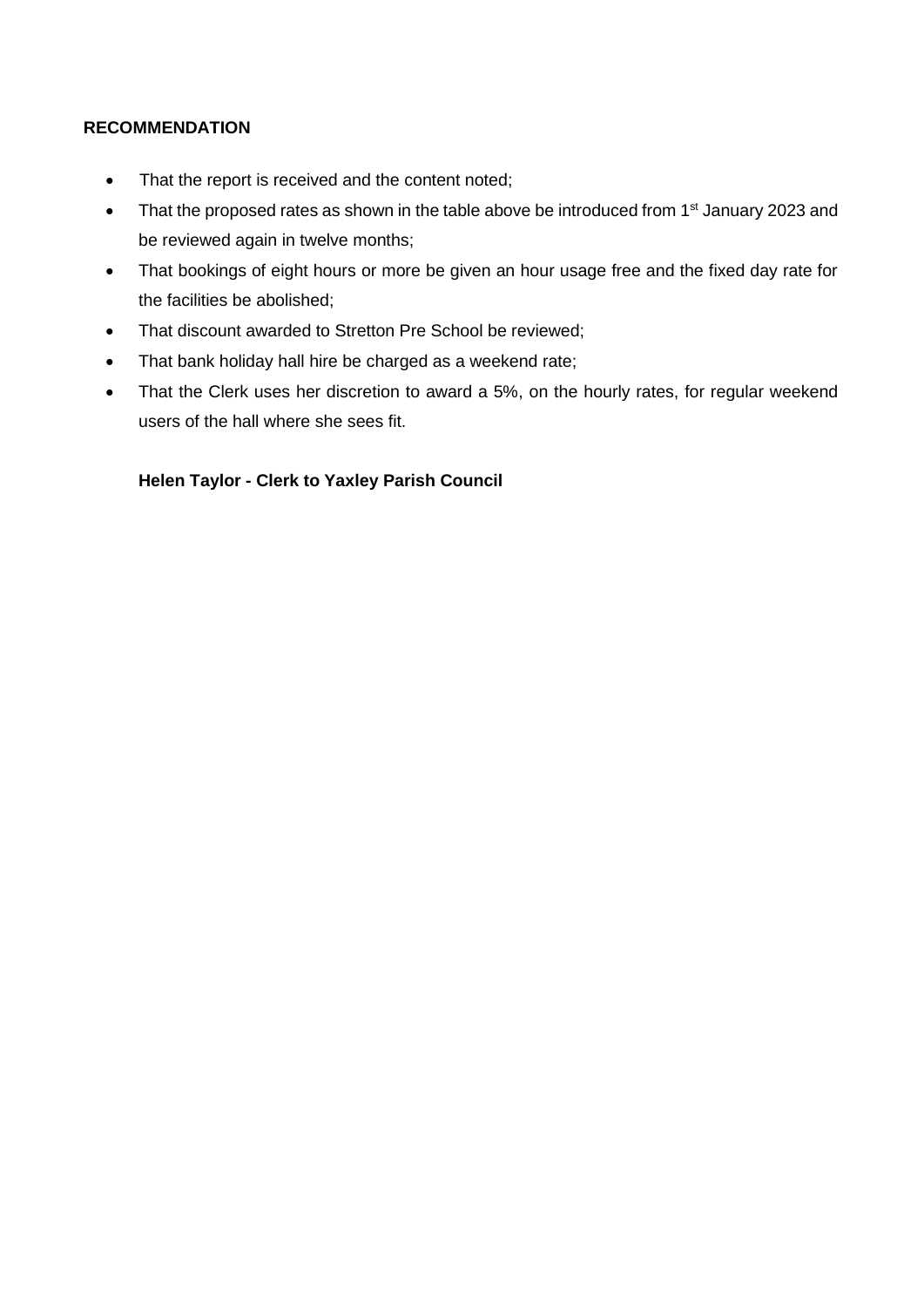**RECOMMENDATION**

- That the report is received and the content noted;
- That the proposed rates as shown in the table above be introduced from 1st January 2023 and be reviewed again in twelve months;
- That bookings of eight hours or more be given an hour usage free and the fixed day rate for the facilities be abolished;
- That discount awarded to Stretton Pre School be reviewed;
- That bank holiday hall hire be charged as a weekend rate;
- That the Clerk uses her discretion to award a 5%, on the hourly rates, for regular weekend users of the hall where she sees fit.

**Helen Taylor - Clerk to Yaxley Parish Council**